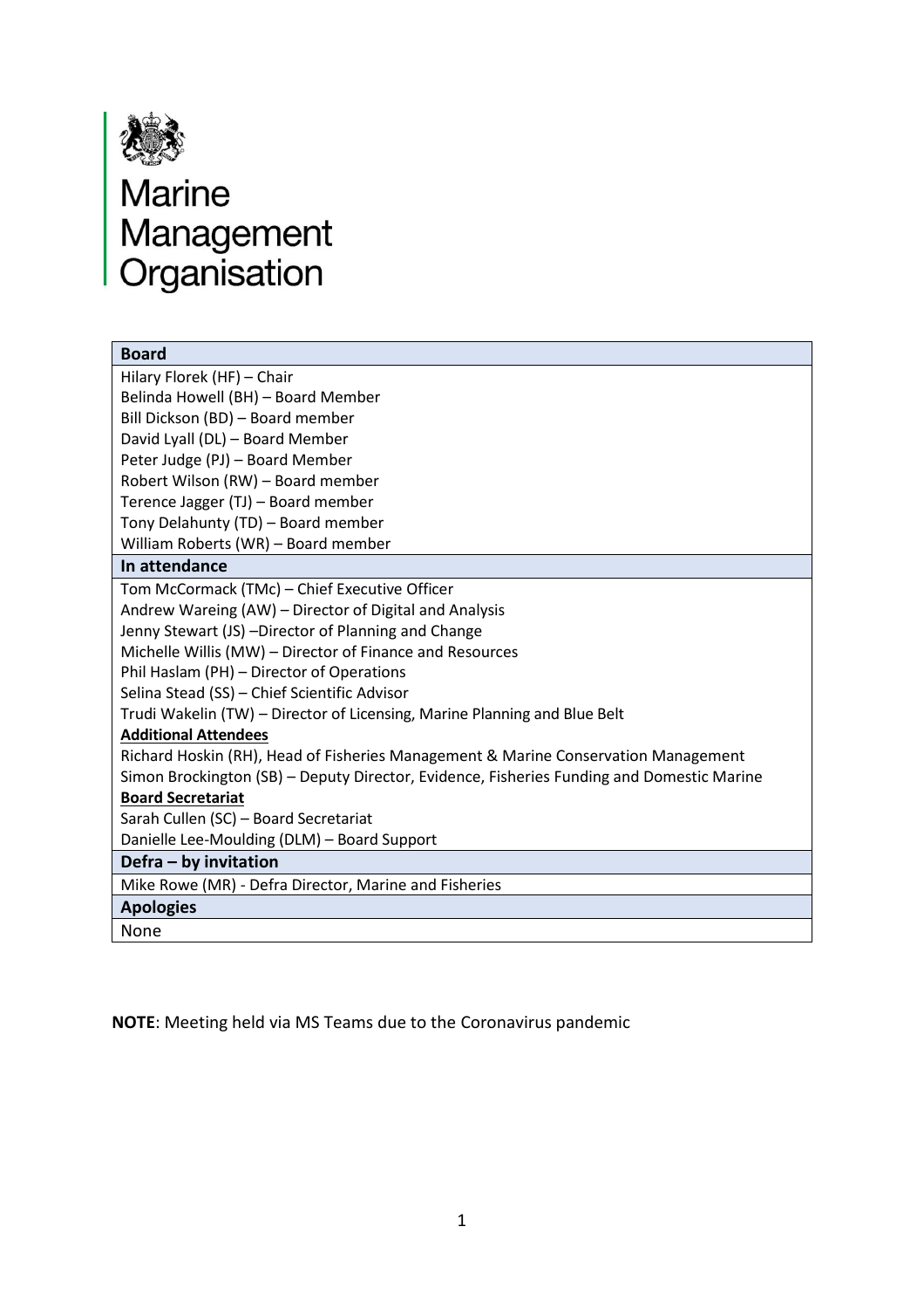# Marine Management Organisation

| Board |
|---|
| Hilary Florek (HF) – Chair |
| Belinda Howell (BH) – Board Member |
| Bill Dickson (BD) – Board member |
| David Lyall (DL) – Board Member |
| Peter Judge (PJ) – Board Member |
| Robert Wilson (RW) – Board member |
| Terence Jagger (TJ) – Board member |
| Tony Delahunty (TD) – Board member |
| William Roberts (WR) – Board member |
| **In attendance** |
| Tom McCormack (TMc) – Chief Executive Officer |
| Andrew Wareing (AW) – Director of Digital and Analysis |
| Jenny Stewart (JS) –Director of Planning and Change |
| Michelle Willis (MW) – Director of Finance and Resources |
| Phil Haslam (PH) – Director of Operations |
| Selina Stead (SS) – Chief Scientific Advisor |
| Trudi Wakelin (TW) – Director of Licensing, Marine Planning and Blue Belt |
| **Additional Attendees** |
| Richard Hoskin (RH), Head of Fisheries Management & Marine Conservation Management |
| Simon Brockington (SB) – Deputy Director, Evidence, Fisheries Funding and Domestic Marine |
| **Board Secretariat** |
| Sarah Cullen (SC) – Board Secretariat |
| Danielle Lee-Moulding (DLM) – Board Support |
| **Defra – by invitation** |
| Mike Rowe (MR) - Defra Director, Marine and Fisheries |
| **Apologies** |
| None |

**NOTE**: Meeting held via MS Teams due to the Coronavirus pandemic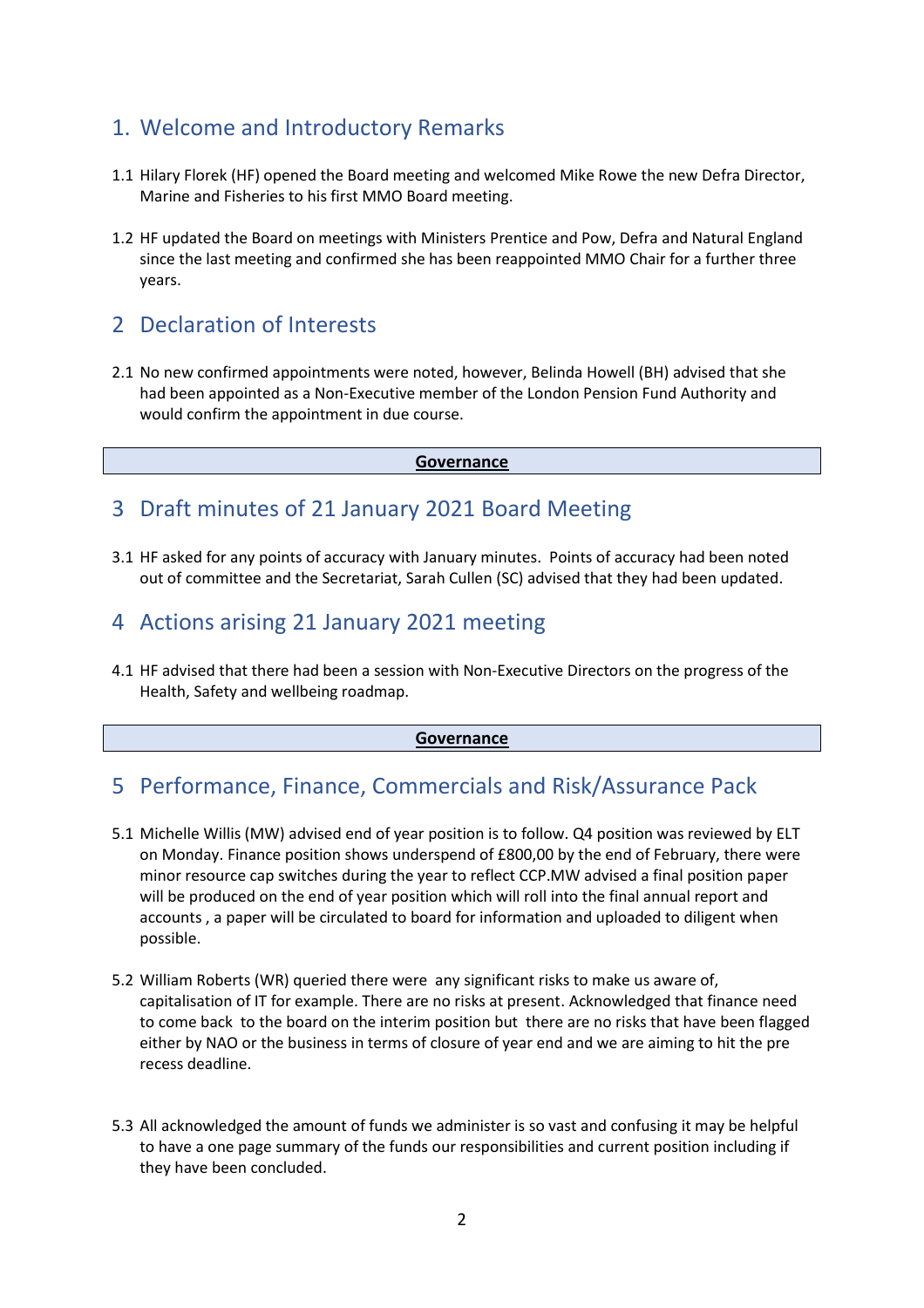## 1. Welcome and Introductory Remarks

1.1 Hilary Florek (HF) opened the Board meeting and welcomed Mike Rowe the new Defra Director, Marine and Fisheries to his first MMO Board meeting.

1.2 HF updated the Board on meetings with Ministers Prentice and Pow, Defra and Natural England since the last meeting and confirmed she has been reappointed MMO Chair for a further three years.

## 2 Declaration of Interests

2.1 No new confirmed appointments were noted, however, Belinda Howell (BH) advised that she had been appointed as a Non-Executive member of the London Pension Fund Authority and would confirm the appointment in due course.

**Governance**

## 3 Draft minutes of 21 January 2021 Board Meeting

3.1 HF asked for any points of accuracy with January minutes. Points of accuracy had been noted out of committee and the Secretariat, Sarah Cullen (SC) advised that they had been updated.

## 4 Actions arising 21 January 2021 meeting

4.1 HF advised that there had been a session with Non-Executive Directors on the progress of the Health, Safety and wellbeing roadmap.

**Governance**

## 5 Performance, Finance, Commercials and Risk/Assurance Pack

5.1 Michelle Willis (MW) advised end of year position is to follow. Q4 position was reviewed by ELT on Monday. Finance position shows underspend of £800,00 by the end of February, there were minor resource cap switches during the year to reflect CCP.MW advised a final position paper will be produced on the end of year position which will roll into the final annual report and accounts , a paper will be circulated to board for information and uploaded to diligent when possible.

5.2 William Roberts (WR) queried there were any significant risks to make us aware of, capitalisation of IT for example. There are no risks at present. Acknowledged that finance need to come back to the board on the interim position but there are no risks that have been flagged either by NAO or the business in terms of closure of year end and we are aiming to hit the pre recess deadline.

5.3 All acknowledged the amount of funds we administer is so vast and confusing it may be helpful to have a one page summary of the funds our responsibilities and current position including if they have been concluded.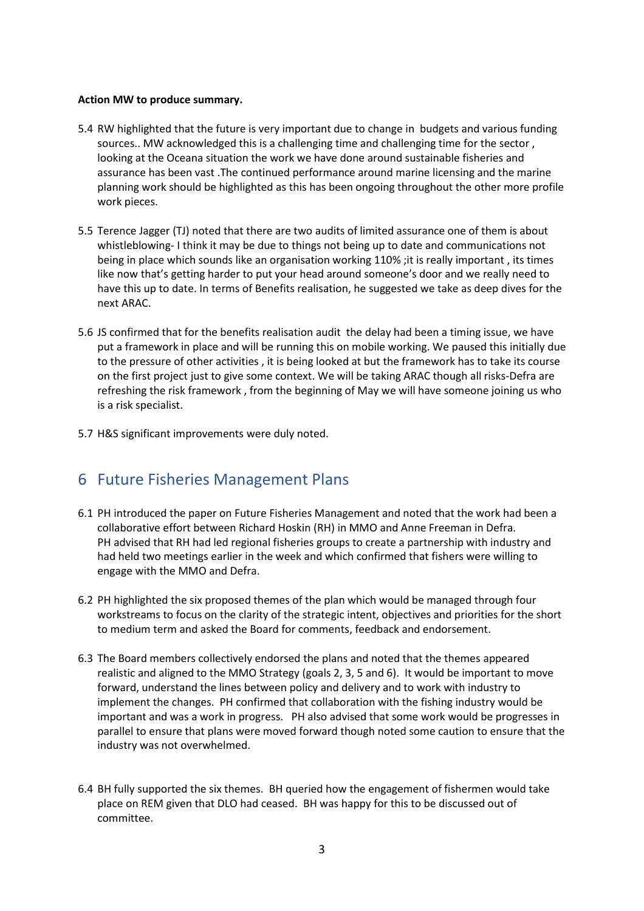**Action MW to produce summary.**

5.4 RW highlighted that the future is very important due to change in budgets and various funding sources.. MW acknowledged this is a challenging time and challenging time for the sector , looking at the Oceana situation the work we have done around sustainable fisheries and assurance has been vast .The continued performance around marine licensing and the marine planning work should be highlighted as this has been ongoing throughout the other more profile work pieces.

5.5 Terence Jagger (TJ) noted that there are two audits of limited assurance one of them is about whistleblowing- I think it may be due to things not being up to date and communications not being in place which sounds like an organisation working 110% ;it is really important , its times like now that's getting harder to put your head around someone's door and we really need to have this up to date. In terms of Benefits realisation, he suggested we take as deep dives for the next ARAC.

5.6 JS confirmed that for the benefits realisation audit the delay had been a timing issue, we have put a framework in place and will be running this on mobile working. We paused this initially due to the pressure of other activities , it is being looked at but the framework has to take its course on the first project just to give some context. We will be taking ARAC though all risks-Defra are refreshing the risk framework , from the beginning of May we will have someone joining us who is a risk specialist.

5.7 H&S significant improvements were duly noted.

## 6 Future Fisheries Management Plans

6.1 PH introduced the paper on Future Fisheries Management and noted that the work had been a collaborative effort between Richard Hoskin (RH) in MMO and Anne Freeman in Defra. PH advised that RH had led regional fisheries groups to create a partnership with industry and had held two meetings earlier in the week and which confirmed that fishers were willing to engage with the MMO and Defra.

6.2 PH highlighted the six proposed themes of the plan which would be managed through four workstreams to focus on the clarity of the strategic intent, objectives and priorities for the short to medium term and asked the Board for comments, feedback and endorsement.

6.3 The Board members collectively endorsed the plans and noted that the themes appeared realistic and aligned to the MMO Strategy (goals 2, 3, 5 and 6). It would be important to move forward, understand the lines between policy and delivery and to work with industry to implement the changes. PH confirmed that collaboration with the fishing industry would be important and was a work in progress. PH also advised that some work would be progresses in parallel to ensure that plans were moved forward though noted some caution to ensure that the industry was not overwhelmed.

6.4 BH fully supported the six themes. BH queried how the engagement of fishermen would take place on REM given that DLO had ceased. BH was happy for this to be discussed out of committee.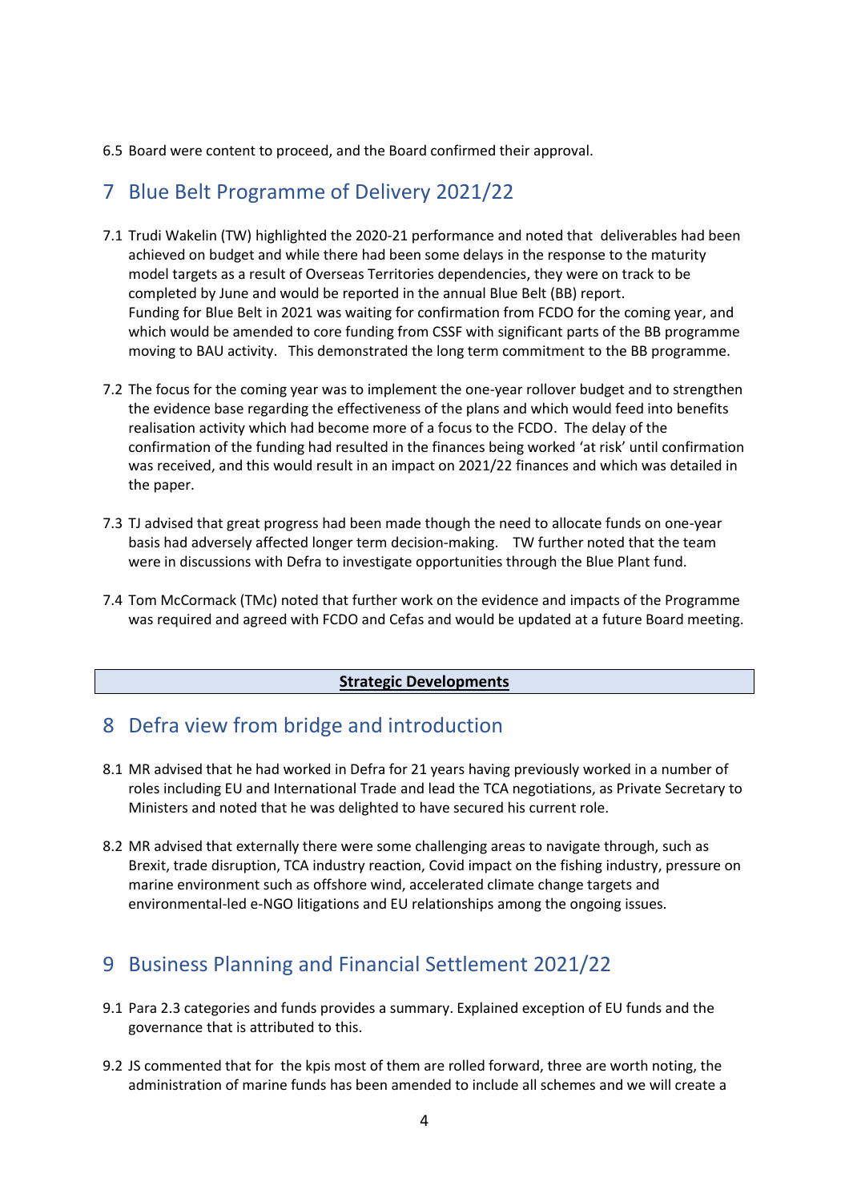6.5 Board were content to proceed, and the Board confirmed their approval.

## 7 Blue Belt Programme of Delivery 2021/22

7.1 Trudi Wakelin (TW) highlighted the 2020-21 performance and noted that deliverables had been achieved on budget and while there had been some delays in the response to the maturity model targets as a result of Overseas Territories dependencies, they were on track to be completed by June and would be reported in the annual Blue Belt (BB) report. Funding for Blue Belt in 2021 was waiting for confirmation from FCDO for the coming year, and which would be amended to core funding from CSSF with significant parts of the BB programme moving to BAU activity. This demonstrated the long term commitment to the BB programme.

7.2 The focus for the coming year was to implement the one-year rollover budget and to strengthen the evidence base regarding the effectiveness of the plans and which would feed into benefits realisation activity which had become more of a focus to the FCDO. The delay of the confirmation of the funding had resulted in the finances being worked 'at risk' until confirmation was received, and this would result in an impact on 2021/22 finances and which was detailed in the paper.

7.3 TJ advised that great progress had been made though the need to allocate funds on one-year basis had adversely affected longer term decision-making. TW further noted that the team were in discussions with Defra to investigate opportunities through the Blue Plant fund.

7.4 Tom McCormack (TMc) noted that further work on the evidence and impacts of the Programme was required and agreed with FCDO and Cefas and would be updated at a future Board meeting.

**Strategic Developments**

## 8 Defra view from bridge and introduction

8.1 MR advised that he had worked in Defra for 21 years having previously worked in a number of roles including EU and International Trade and lead the TCA negotiations, as Private Secretary to Ministers and noted that he was delighted to have secured his current role.

8.2 MR advised that externally there were some challenging areas to navigate through, such as Brexit, trade disruption, TCA industry reaction, Covid impact on the fishing industry, pressure on marine environment such as offshore wind, accelerated climate change targets and environmental-led e-NGO litigations and EU relationships among the ongoing issues.

## 9 Business Planning and Financial Settlement 2021/22

9.1 Para 2.3 categories and funds provides a summary. Explained exception of EU funds and the governance that is attributed to this.

9.2 JS commented that for the kpis most of them are rolled forward, three are worth noting, the administration of marine funds has been amended to include all schemes and we will create a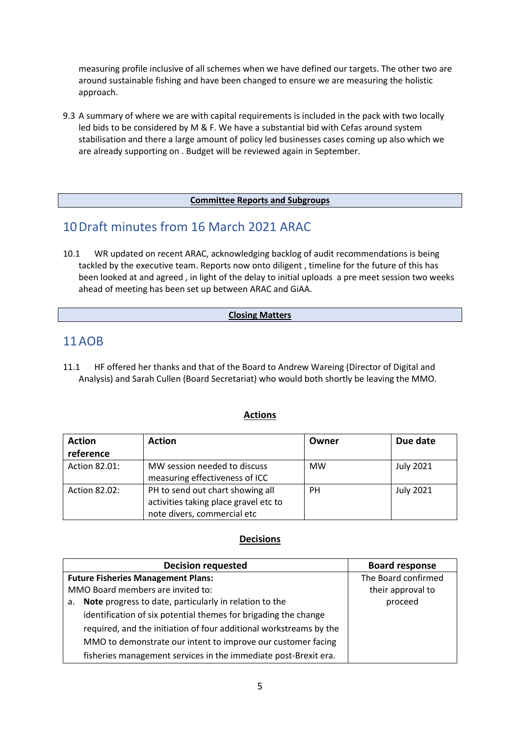measuring profile inclusive of all schemes when we have defined our targets. The other two are around sustainable fishing and have been changed to ensure we are measuring the holistic approach.

9.3 A summary of where we are with capital requirements is included in the pack with two locally led bids to be considered by M & F. We have a substantial bid with Cefas around system stabilisation and there a large amount of policy led businesses cases coming up also which we are already supporting on . Budget will be reviewed again in September.

**Committee Reports and Subgroups**

## 10 Draft minutes from 16 March 2021 ARAC

10.1 WR updated on recent ARAC, acknowledging backlog of audit recommendations is being tackled by the executive team. Reports now onto diligent , timeline for the future of this has been looked at and agreed , in light of the delay to initial uploads a pre meet session two weeks ahead of meeting has been set up between ARAC and GiAA.

**Closing Matters**

## 11 AOB

11.1 HF offered her thanks and that of the Board to Andrew Wareing (Director of Digital and Analysis) and Sarah Cullen (Board Secretariat) who would both shortly be leaving the MMO.

**Actions**

| Action reference | Action | Owner | Due date |
|---|---|---|---|
| Action 82.01: | MW session needed to discuss measuring effectiveness of ICC | MW | July 2021 |
| Action 82.02: | PH to send out chart showing all activities taking place gravel etc to note divers, commercial etc | PH | July 2021 |

**Decisions**

| Decision requested | Board response |
|---|---|
| **Future Fisheries Management Plans:**<br>MMO Board members are invited to:<br>a. **Note** progress to date, particularly in relation to the identification of six potential themes for brigading the change required, and the initiation of four additional workstreams by the MMO to demonstrate our intent to improve our customer facing fisheries management services in the immediate post-Brexit era. | The Board confirmed their approval to proceed |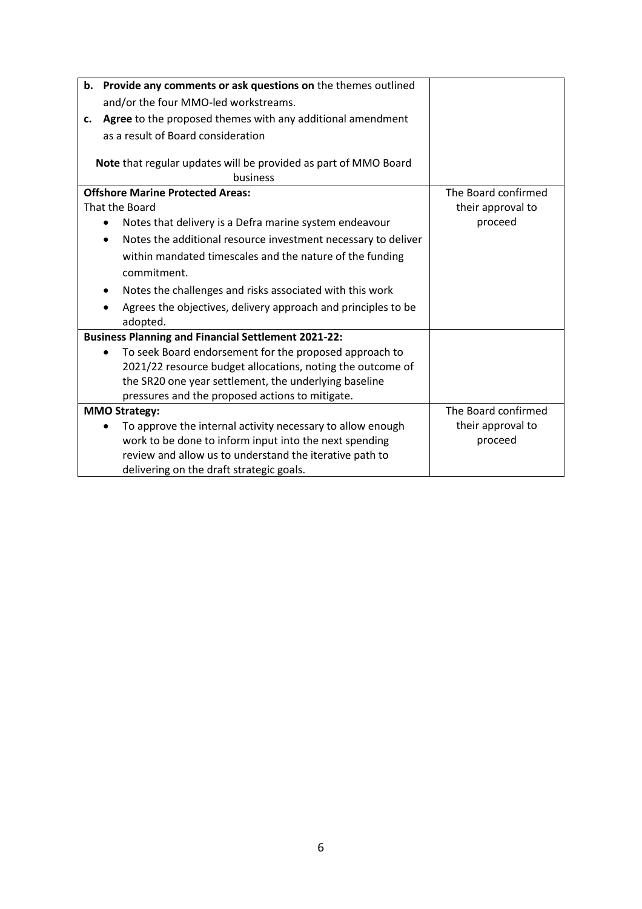| | |
|---|---|
| **b. Provide any comments or ask questions on** the themes outlined and/or the four MMO-led workstreams.<br>**c. Agree** to the proposed themes with any additional amendment as a result of Board consideration<br><br>**Note** that regular updates will be provided as part of MMO Board business | |
| **Offshore Marine Protected Areas:**<br>That the Board<br>• Notes that delivery is a Defra marine system endeavour<br>• Notes the additional resource investment necessary to deliver within mandated timescales and the nature of the funding commitment.<br>• Notes the challenges and risks associated with this work<br>• Agrees the objectives, delivery approach and principles to be adopted. | The Board confirmed their approval to proceed |
| **Business Planning and Financial Settlement 2021-22:**<br>• To seek Board endorsement for the proposed approach to 2021/22 resource budget allocations, noting the outcome of the SR20 one year settlement, the underlying baseline pressures and the proposed actions to mitigate. | |
| **MMO Strategy:**<br>• To approve the internal activity necessary to allow enough work to be done to inform input into the next spending review and allow us to understand the iterative path to delivering on the draft strategic goals. | The Board confirmed their approval to proceed |